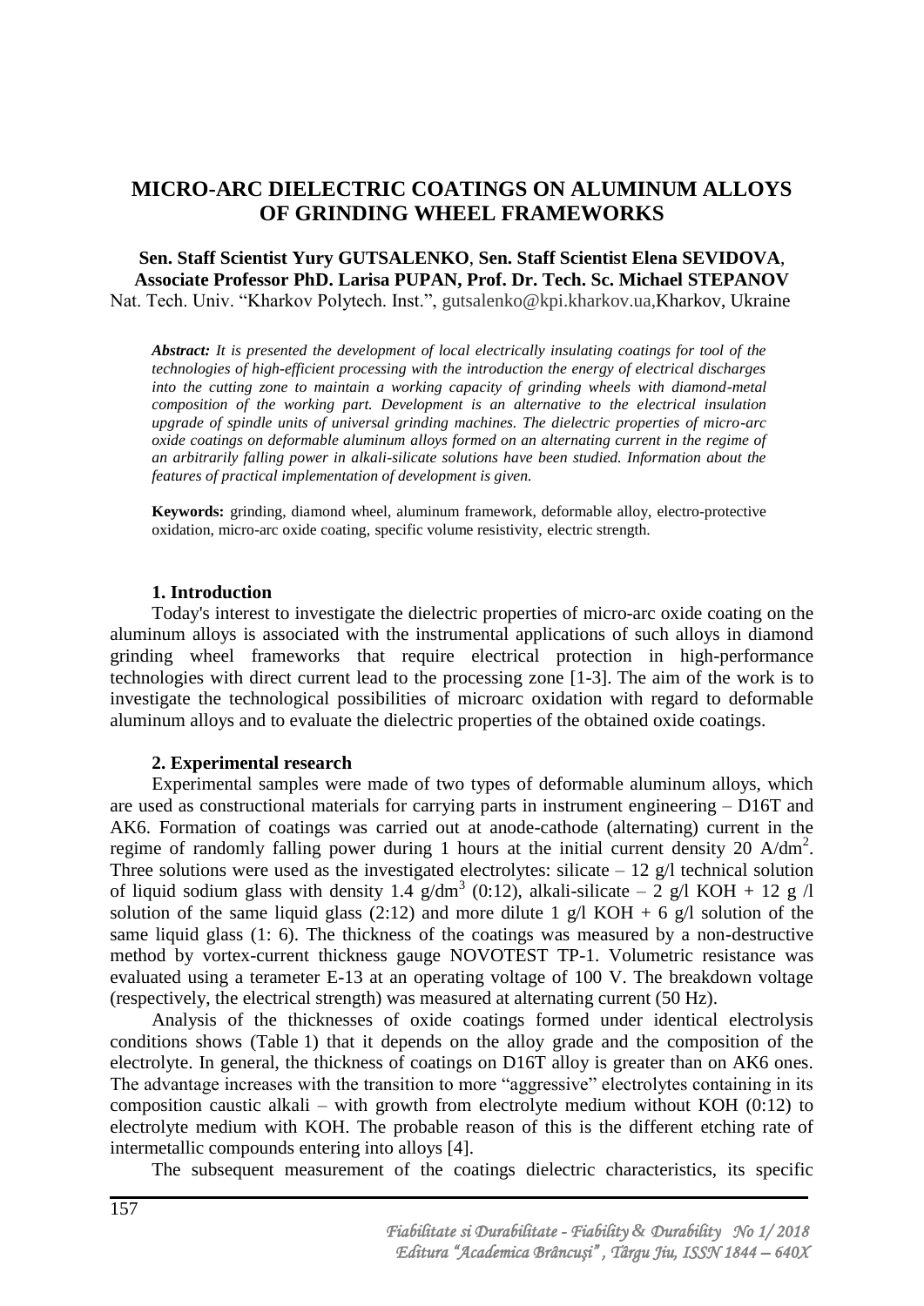# MICRO-ARC DIELECTRIC COATINGS ON ALUMINUM ALLOYS OF GRINDING WHEEL FRAMEWORKS

**Sen. Staff Scientist Yury GUTSALENKO**, **Sen. Staff Scientist Elena SEVIDOVA**, **Associate Professor PhD. Larisa PUPAN, Prof. Dr. Tech. Sc. Michael STEPANOV**
Nat. Tech. Univ. "Kharkov Polytech. Inst.", gutsalenko@kpi.kharkov.ua,Kharkov, Ukraine

***Abstract:*** *It is presented the development of local electrically insulating coatings for tool of the technologies of high-efficient processing with the introduction the energy of electrical discharges into the cutting zone to maintain a working capacity of grinding wheels with diamond-metal composition of the working part. Development is an alternative to the electrical insulation upgrade of spindle units of universal grinding machines. The dielectric properties of micro-arc oxide coatings on deformable aluminum alloys formed on an alternating current in the regime of an arbitrarily falling power in alkali-silicate solutions have been studied. Information about the features of practical implementation of development is given.*

**Keywords:** grinding, diamond wheel, aluminum framework, deformable alloy, electro-protective oxidation, micro-arc oxide coating, specific volume resistivity, electric strength.

## 1. Introduction

Today's interest to investigate the dielectric properties of micro-arc oxide coating on the aluminum alloys is associated with the instrumental applications of such alloys in diamond grinding wheel frameworks that require electrical protection in high-performance technologies with direct current lead to the processing zone [1-3]. The aim of the work is to investigate the technological possibilities of microarc oxidation with regard to deformable aluminum alloys and to evaluate the dielectric properties of the obtained oxide coatings.

## 2. Experimental research

Experimental samples were made of two types of deformable aluminum alloys, which are used as constructional materials for carrying parts in instrument engineering – D16T and AK6. Formation of coatings was carried out at anode-cathode (alternating) current in the regime of randomly falling power during 1 hours at the initial current density 20 A/dm$^2$. Three solutions were used as the investigated electrolytes: silicate – 12 g/l technical solution of liquid sodium glass with density 1.4 g/dm$^3$ (0:12), alkali-silicate – 2 g/l KOH + 12 g /l solution of the same liquid glass (2:12) and more dilute 1 g/l KOH + 6 g/l solution of the same liquid glass (1: 6). The thickness of the coatings was measured by a non-destructive method by vortex-current thickness gauge NOVOTEST TP-1. Volumetric resistance was evaluated using a terameter E-13 at an operating voltage of 100 V. The breakdown voltage (respectively, the electrical strength) was measured at alternating current (50 Hz).

Analysis of the thicknesses of oxide coatings formed under identical electrolysis conditions shows (Table 1) that it depends on the alloy grade and the composition of the electrolyte. In general, the thickness of coatings on D16T alloy is greater than on AK6 ones. The advantage increases with the transition to more "aggressive" electrolytes containing in its composition caustic alkali – with growth from electrolyte medium without KOH (0:12) to electrolyte medium with KOH. The probable reason of this is the different etching rate of intermetallic compounds entering into alloys [4].

The subsequent measurement of the coatings dielectric characteristics, its specific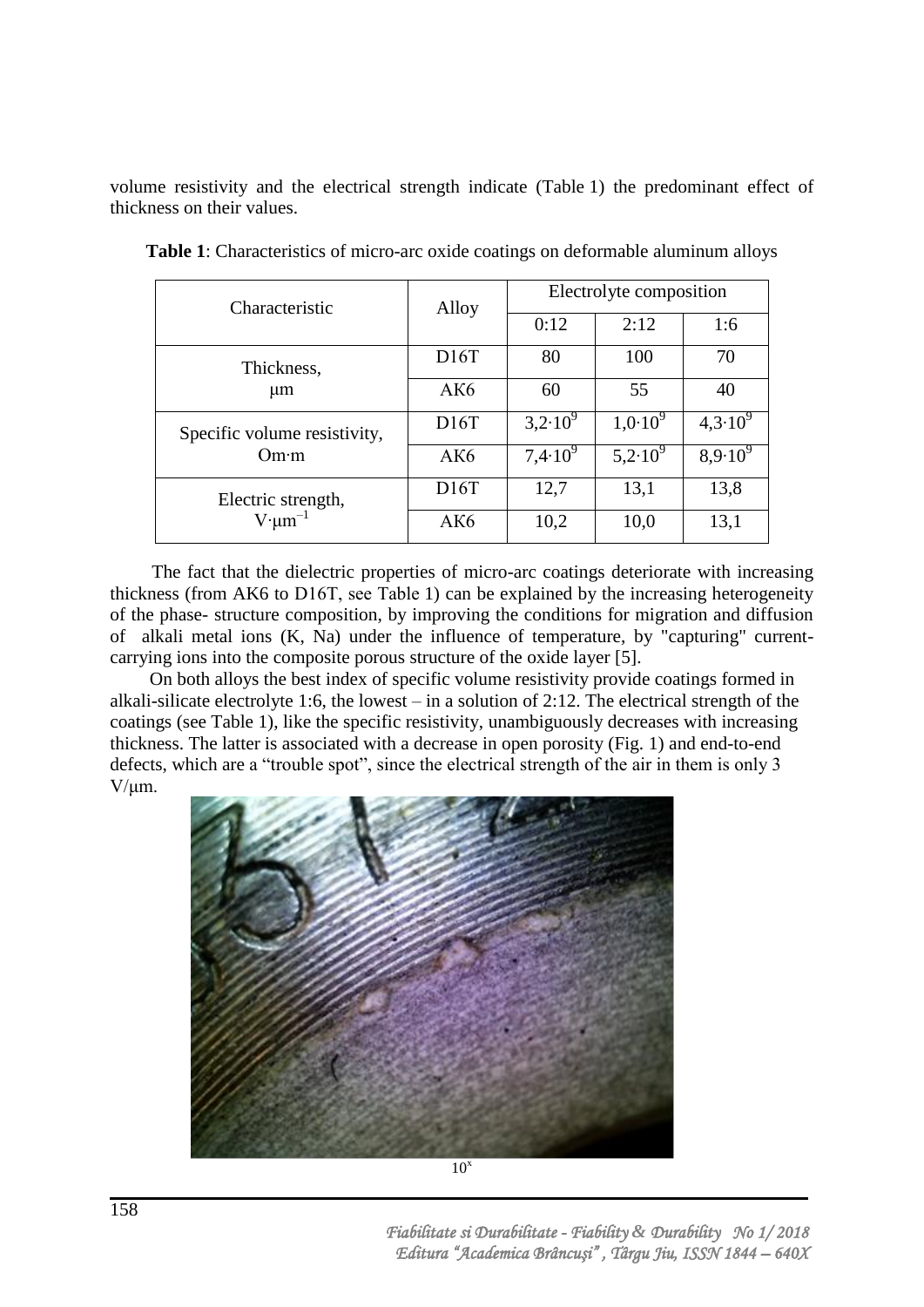volume resistivity and the electrical strength indicate (Table 1) the predominant effect of thickness on their values.

**Table 1**: Characteristics of micro-arc oxide coatings on deformable aluminum alloys

| Characteristic | Alloy | Electrolyte composition | | |
|---|---|---|---|---|
| | | 0:12 | 2:12 | 1:6 |
| Thickness, μm | D16T | 80 | 100 | 70 |
| | AK6 | 60 | 55 | 40 |
| Specific volume resistivity, Om·m | D16T | $3{,}2{\cdot}10^{9}$ | $1{,}0{\cdot}10^{9}$ | $4{,}3{\cdot}10^{9}$ |
| | AK6 | $7{,}4{\cdot}10^{9}$ | $5{,}2{\cdot}10^{9}$ | $8{,}9{\cdot}10^{9}$ |
| Electric strength, $V{\cdot}\mu m^{-1}$ | D16T | 12,7 | 13,1 | 13,8 |
| | AK6 | 10,2 | 10,0 | 13,1 |

The fact that the dielectric properties of micro-arc coatings deteriorate with increasing thickness (from AK6 to D16T, see Table 1) can be explained by the increasing heterogeneity of the phase- structure composition, by improving the conditions for migration and diffusion of alkali metal ions (K, Na) under the influence of temperature, by "capturing" current-carrying ions into the composite porous structure of the oxide layer [5].

On both alloys the best index of specific volume resistivity provide coatings formed in alkali-silicate electrolyte 1:6, the lowest – in a solution of 2:12. The electrical strength of the coatings (see Table 1), like the specific resistivity, unambiguously decreases with increasing thickness. The latter is associated with a decrease in open porosity (Fig. 1) and end-to-end defects, which are a "trouble spot", since the electrical strength of the air in them is only 3 V/μm.

$10^{x}$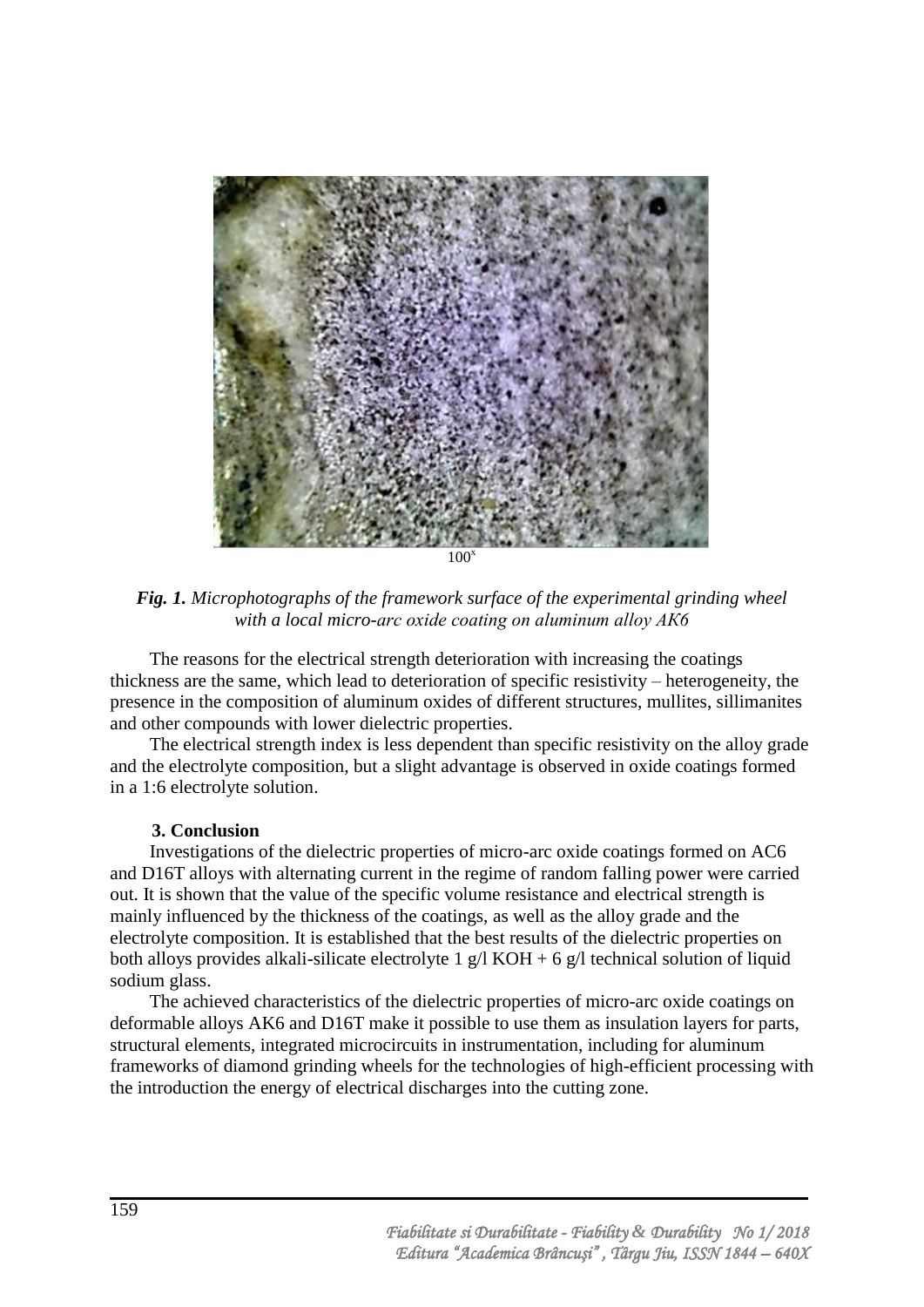100$^x$

***Fig. 1.*** *Microphotographs of the framework surface of the experimental grinding wheel with a local micro-arc oxide coating on aluminum alloy AK6*

The reasons for the electrical strength deterioration with increasing the coatings thickness are the same, which lead to deterioration of specific resistivity – heterogeneity, the presence in the composition of aluminum oxides of different structures, mullites, sillimanites and other compounds with lower dielectric properties.

The electrical strength index is less dependent than specific resistivity on the alloy grade and the electrolyte composition, but a slight advantage is observed in oxide coatings formed in a 1:6 electrolyte solution.

## 3. Conclusion

Investigations of the dielectric properties of micro-arc oxide coatings formed on AC6 and D16T alloys with alternating current in the regime of random falling power were carried out. It is shown that the value of the specific volume resistance and electrical strength is mainly influenced by the thickness of the coatings, as well as the alloy grade and the electrolyte composition. It is established that the best results of the dielectric properties on both alloys provides alkali-silicate electrolyte 1 g/l KOH + 6 g/l technical solution of liquid sodium glass.

The achieved characteristics of the dielectric properties of micro-arc oxide coatings on deformable alloys AK6 and D16T make it possible to use them as insulation layers for parts, structural elements, integrated microcircuits in instrumentation, including for aluminum frameworks of diamond grinding wheels for the technologies of high-efficient processing with the introduction the energy of electrical discharges into the cutting zone.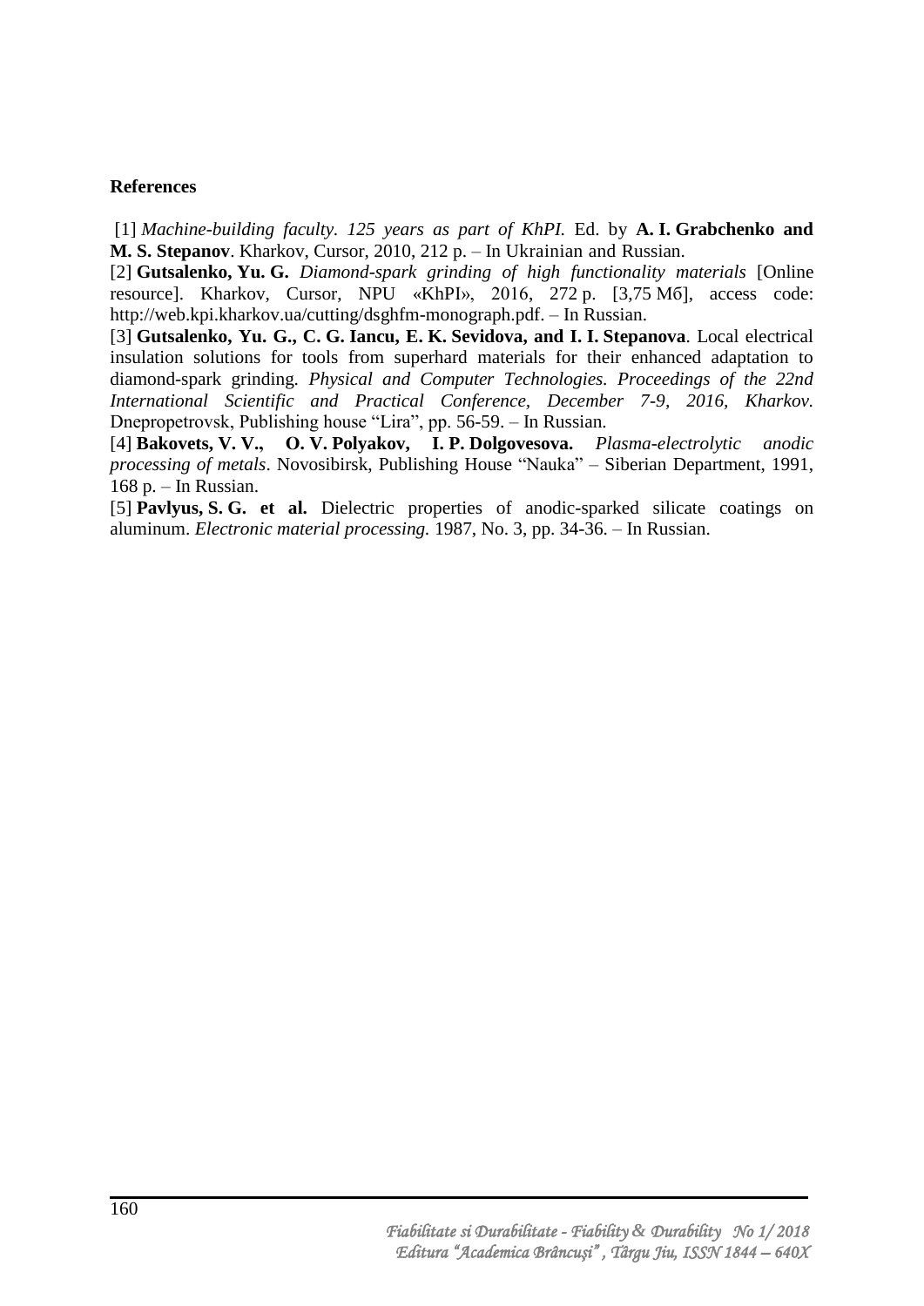**References**

[1] *Machine-building faculty. 125 years as part of KhPI.* Ed. by **A. I. Grabchenko and M. S. Stepanov**. Kharkov, Cursor, 2010, 212 p. – In Ukrainian and Russian.

[2] **Gutsalenko, Yu. G.** *Diamond-spark grinding of high functionality materials* [Online resource]. Kharkov, Cursor, NPU «KhPI», 2016, 272 p. [3,75 Мб], access code: http://web.kpi.kharkov.ua/cutting/dsghfm-monograph.pdf. – In Russian.

[3] **Gutsalenko, Yu. G., C. G. Iancu, E. K. Sevidova, and I. I. Stepanova**. Local electrical insulation solutions for tools from superhard materials for their enhanced adaptation to diamond-spark grinding. *Physical and Computer Technologies. Proceedings of the 22nd International Scientific and Practical Conference, December 7-9, 2016, Kharkov.* Dnepropetrovsk, Publishing house "Lira", pp. 56-59. – In Russian.

[4] **Bakovets, V. V., O. V. Polyakov, I. P. Dolgovesova.** *Plasma-electrolytic anodic processing of metals*. Novosibirsk, Publishing House "Nauka" – Siberian Department, 1991, 168 p. – In Russian.

[5] **Pavlyus, S. G. et al.** Dielectric properties of anodic-sparked silicate coatings on aluminum. *Electronic material processing.* 1987, No. 3, pp. 34-36. – In Russian.